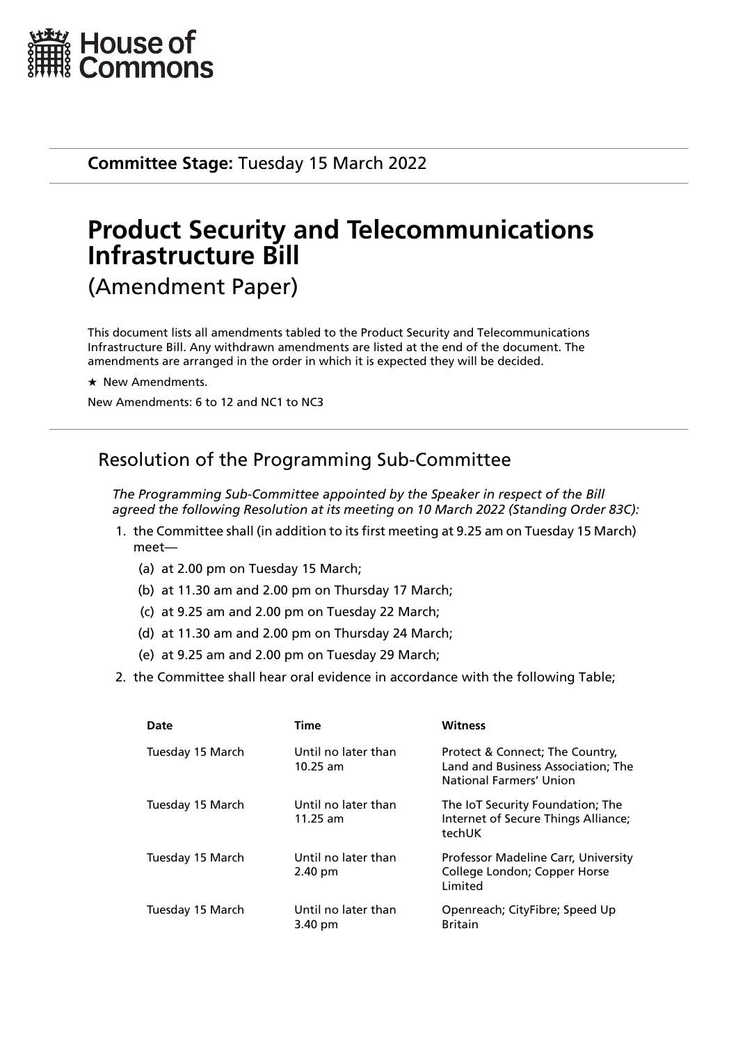House of Commons

**Committee Stage:** Tuesday 15 March 2022

# Product Security and Telecommunications Infrastructure Bill

(Amendment Paper)

This document lists all amendments tabled to the Product Security and Telecommunications Infrastructure Bill. Any withdrawn amendments are listed at the end of the document. The amendments are arranged in the order in which it is expected they will be decided.

★ New Amendments.

New Amendments: 6 to 12 and NC1 to NC3

## Resolution of the Programming Sub-Committee

*The Programming Sub-Committee appointed by the Speaker in respect of the Bill agreed the following Resolution at its meeting on 10 March 2022 (Standing Order 83C):*

1. the Committee shall (in addition to its first meeting at 9.25 am on Tuesday 15 March) meet—
   - (a) at 2.00 pm on Tuesday 15 March;
   - (b) at 11.30 am and 2.00 pm on Thursday 17 March;
   - (c) at 9.25 am and 2.00 pm on Tuesday 22 March;
   - (d) at 11.30 am and 2.00 pm on Thursday 24 March;
   - (e) at 9.25 am and 2.00 pm on Tuesday 29 March;
2. the Committee shall hear oral evidence in accordance with the following Table;

| Date | Time | Witness |
|---|---|---|
| Tuesday 15 March | Until no later than 10.25 am | Protect & Connect; The Country, Land and Business Association; The National Farmers' Union |
| Tuesday 15 March | Until no later than 11.25 am | The IoT Security Foundation; The Internet of Secure Things Alliance; techUK |
| Tuesday 15 March | Until no later than 2.40 pm | Professor Madeline Carr, University College London; Copper Horse Limited |
| Tuesday 15 March | Until no later than 3.40 pm | Openreach; CityFibre; Speed Up Britain |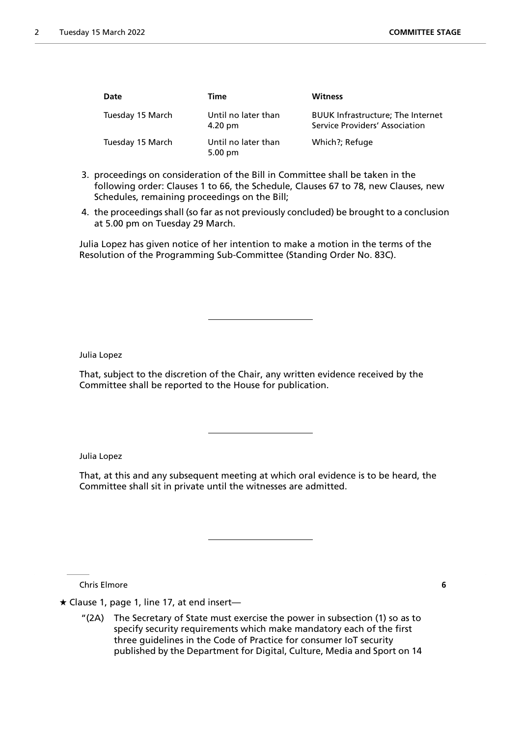| Date | Time | Witness |
|---|---|---|
| Tuesday 15 March | Until no later than 4.20 pm | BUUK Infrastructure; The Internet Service Providers' Association |
| Tuesday 15 March | Until no later than 5.00 pm | Which?; Refuge |

3. proceedings on consideration of the Bill in Committee shall be taken in the following order: Clauses 1 to 66, the Schedule, Clauses 67 to 78, new Clauses, new Schedules, remaining proceedings on the Bill;
4. the proceedings shall (so far as not previously concluded) be brought to a conclusion at 5.00 pm on Tuesday 29 March.

Julia Lopez has given notice of her intention to make a motion in the terms of the Resolution of the Programming Sub-Committee (Standing Order No. 83C).

---

Julia Lopez

That, subject to the discretion of the Chair, any written evidence received by the Committee shall be reported to the House for publication.

---

Julia Lopez

That, at this and any subsequent meeting at which oral evidence is to be heard, the Committee shall sit in private until the witnesses are admitted.

---

Chris Elmore **6**

★ Clause 1, page 1, line 17, at end insert—

"(2A) The Secretary of State must exercise the power in subsection (1) so as to specify security requirements which make mandatory each of the first three guidelines in the Code of Practice for consumer IoT security published by the Department for Digital, Culture, Media and Sport on 14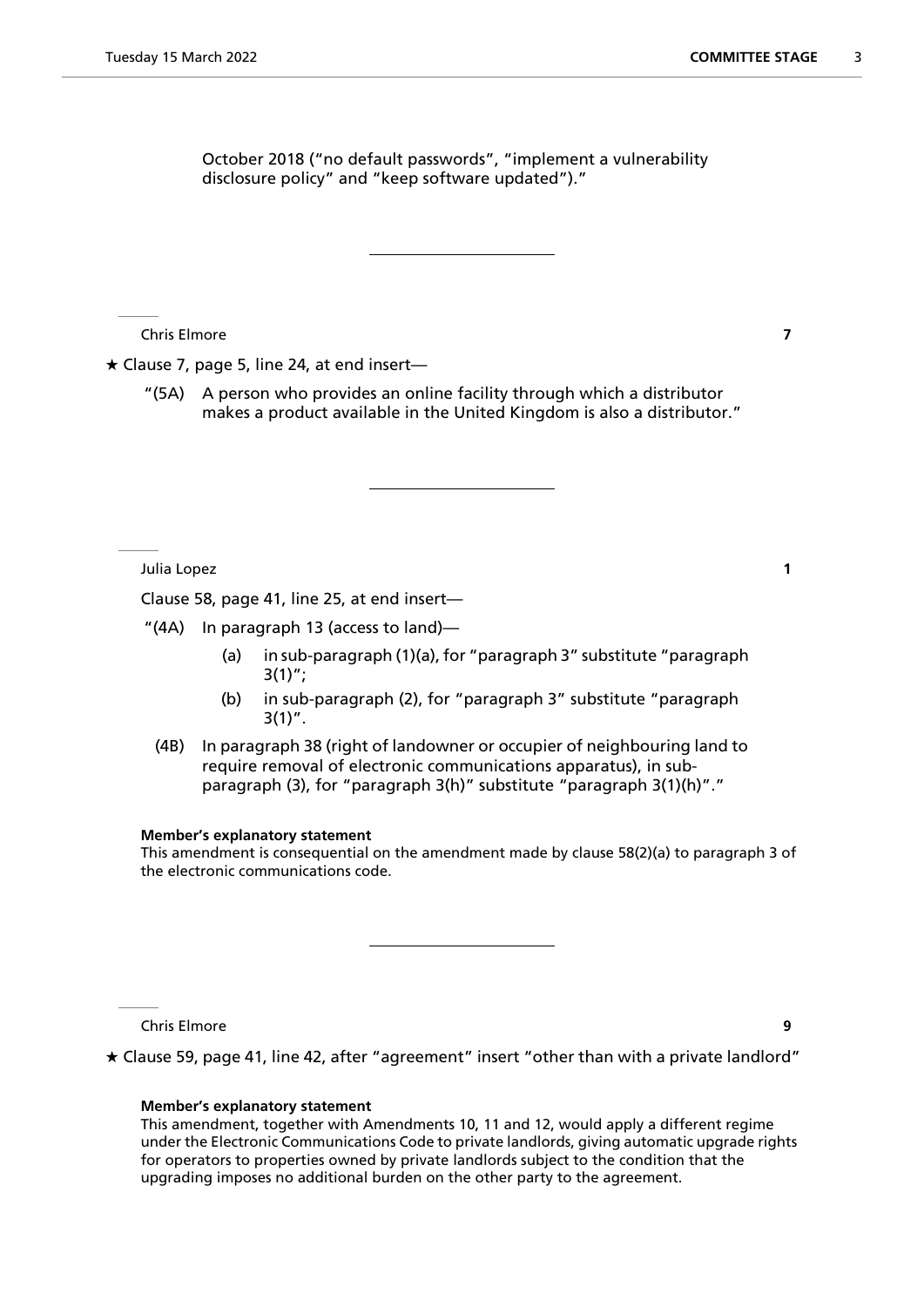October 2018 ("no default passwords", "implement a vulnerability disclosure policy" and "keep software updated")."

---

Chris Elmore **7**

★ Clause 7, page 5, line 24, at end insert—

"(5A) A person who provides an online facility through which a distributor makes a product available in the United Kingdom is also a distributor."

---

Julia Lopez **1**

Clause 58, page 41, line 25, at end insert—

"(4A) In paragraph 13 (access to land)—

(a) in sub-paragraph (1)(a), for "paragraph 3" substitute "paragraph 3(1)";

(b) in sub-paragraph (2), for "paragraph 3" substitute "paragraph 3(1)".

(4B) In paragraph 38 (right of landowner or occupier of neighbouring land to require removal of electronic communications apparatus), in sub-paragraph (3), for "paragraph 3(h)" substitute "paragraph 3(1)(h)"."

**Member's explanatory statement**

This amendment is consequential on the amendment made by clause 58(2)(a) to paragraph 3 of the electronic communications code.

---

Chris Elmore **9**

★ Clause 59, page 41, line 42, after "agreement" insert "other than with a private landlord"

**Member's explanatory statement**

This amendment, together with Amendments 10, 11 and 12, would apply a different regime under the Electronic Communications Code to private landlords, giving automatic upgrade rights for operators to properties owned by private landlords subject to the condition that the upgrading imposes no additional burden on the other party to the agreement.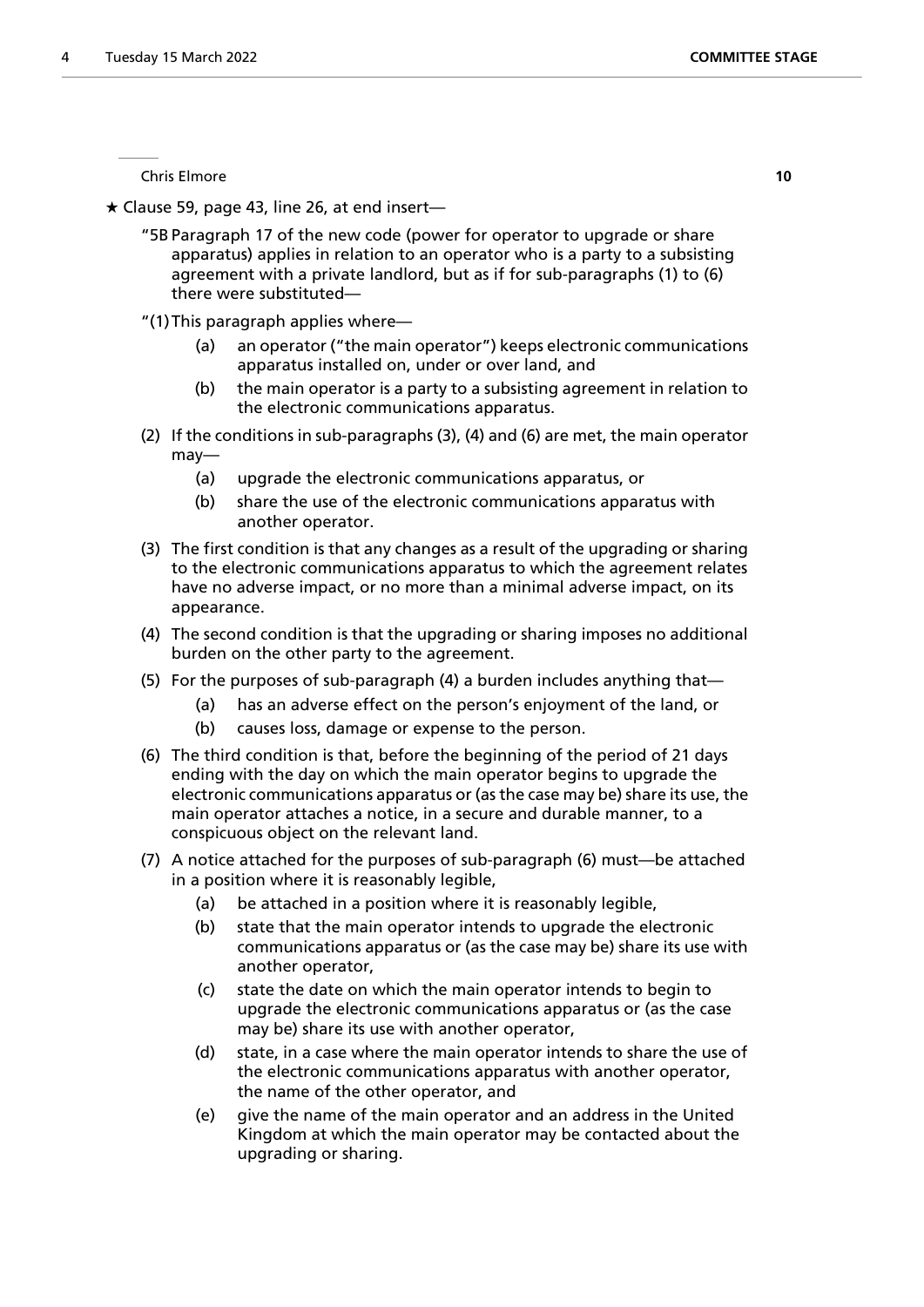Chris Elmore **10**

★ Clause 59, page 43, line 26, at end insert—

"5B Paragraph 17 of the new code (power for operator to upgrade or share apparatus) applies in relation to an operator who is a party to a subsisting agreement with a private landlord, but as if for sub-paragraphs (1) to (6) there were substituted—

"(1) This paragraph applies where—

(a) an operator ("the main operator") keeps electronic communications apparatus installed on, under or over land, and

(b) the main operator is a party to a subsisting agreement in relation to the electronic communications apparatus.

(2) If the conditions in sub-paragraphs (3), (4) and (6) are met, the main operator may—

(a) upgrade the electronic communications apparatus, or

(b) share the use of the electronic communications apparatus with another operator.

(3) The first condition is that any changes as a result of the upgrading or sharing to the electronic communications apparatus to which the agreement relates have no adverse impact, or no more than a minimal adverse impact, on its appearance.

(4) The second condition is that the upgrading or sharing imposes no additional burden on the other party to the agreement.

(5) For the purposes of sub-paragraph (4) a burden includes anything that—

(a) has an adverse effect on the person's enjoyment of the land, or

(b) causes loss, damage or expense to the person.

(6) The third condition is that, before the beginning of the period of 21 days ending with the day on which the main operator begins to upgrade the electronic communications apparatus or (as the case may be) share its use, the main operator attaches a notice, in a secure and durable manner, to a conspicuous object on the relevant land.

(7) A notice attached for the purposes of sub-paragraph (6) must—be attached in a position where it is reasonably legible,

(a) be attached in a position where it is reasonably legible,

(b) state that the main operator intends to upgrade the electronic communications apparatus or (as the case may be) share its use with another operator,

(c) state the date on which the main operator intends to begin to upgrade the electronic communications apparatus or (as the case may be) share its use with another operator,

(d) state, in a case where the main operator intends to share the use of the electronic communications apparatus with another operator, the name of the other operator, and

(e) give the name of the main operator and an address in the United Kingdom at which the main operator may be contacted about the upgrading or sharing.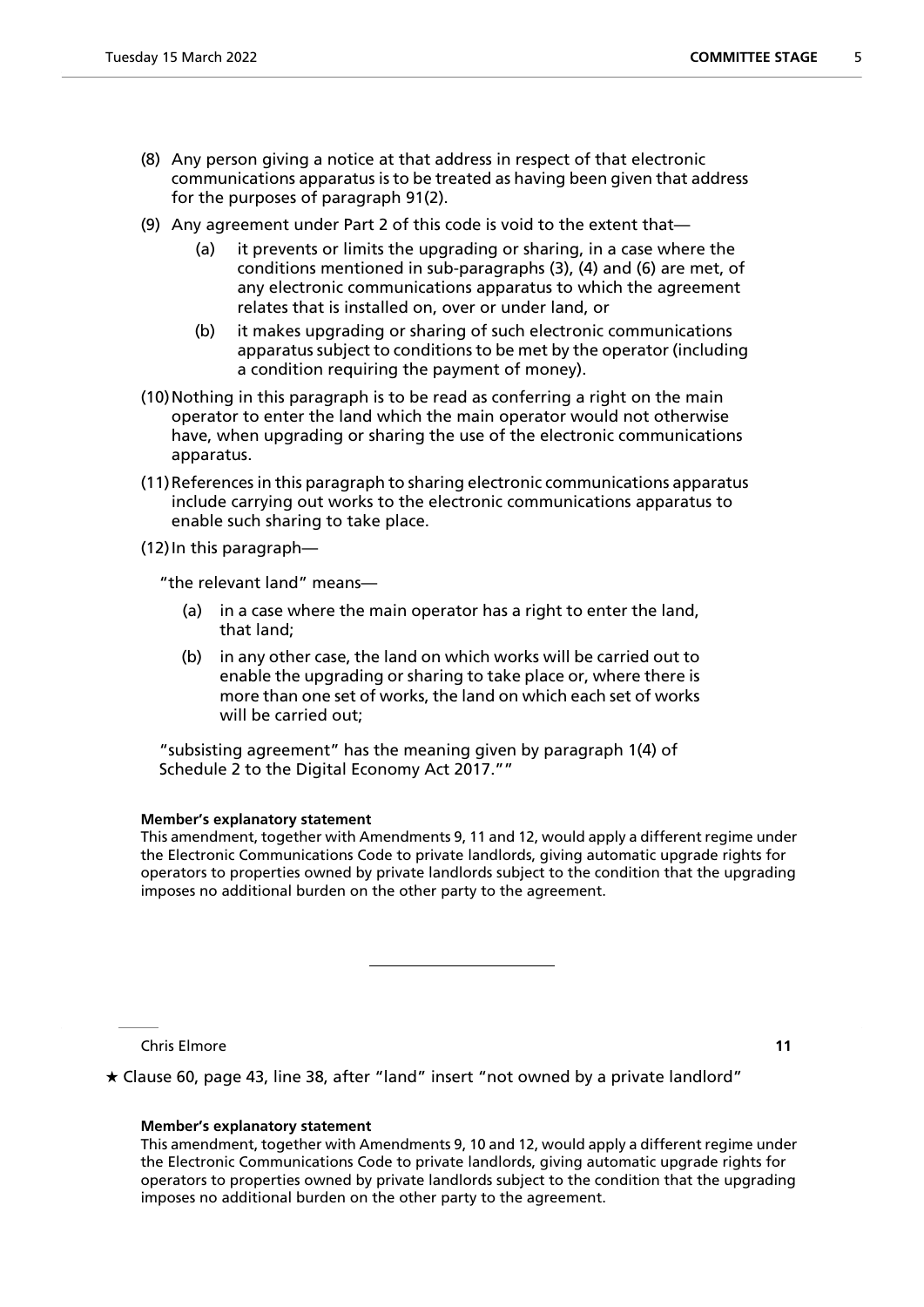(8) Any person giving a notice at that address in respect of that electronic communications apparatus is to be treated as having been given that address for the purposes of paragraph 91(2).

(9) Any agreement under Part 2 of this code is void to the extent that—

  (a) it prevents or limits the upgrading or sharing, in a case where the conditions mentioned in sub-paragraphs (3), (4) and (6) are met, of any electronic communications apparatus to which the agreement relates that is installed on, over or under land, or

  (b) it makes upgrading or sharing of such electronic communications apparatus subject to conditions to be met by the operator (including a condition requiring the payment of money).

(10) Nothing in this paragraph is to be read as conferring a right on the main operator to enter the land which the main operator would not otherwise have, when upgrading or sharing the use of the electronic communications apparatus.

(11) References in this paragraph to sharing electronic communications apparatus include carrying out works to the electronic communications apparatus to enable such sharing to take place.

(12) In this paragraph—

"the relevant land" means—

  (a) in a case where the main operator has a right to enter the land, that land;

  (b) in any other case, the land on which works will be carried out to enable the upgrading or sharing to take place or, where there is more than one set of works, the land on which each set of works will be carried out;

"subsisting agreement" has the meaning given by paragraph 1(4) of Schedule 2 to the Digital Economy Act 2017.""

**Member's explanatory statement**

This amendment, together with Amendments 9, 11 and 12, would apply a different regime under the Electronic Communications Code to private landlords, giving automatic upgrade rights for operators to properties owned by private landlords subject to the condition that the upgrading imposes no additional burden on the other party to the agreement.

---

Chris Elmore **11**

★ Clause 60, page 43, line 38, after "land" insert "not owned by a private landlord"

**Member's explanatory statement**

This amendment, together with Amendments 9, 10 and 12, would apply a different regime under the Electronic Communications Code to private landlords, giving automatic upgrade rights for operators to properties owned by private landlords subject to the condition that the upgrading imposes no additional burden on the other party to the agreement.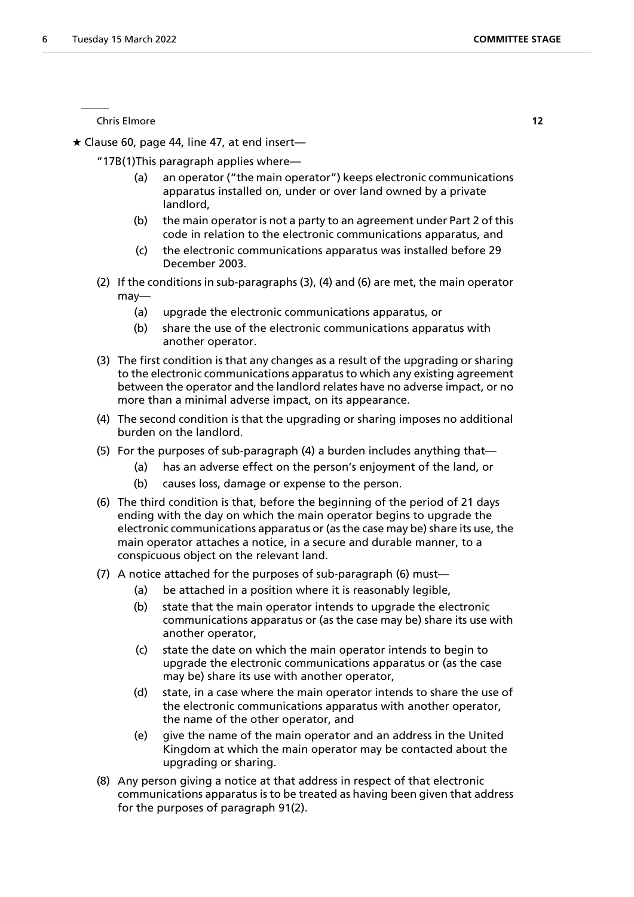Chris Elmore **12**

★ Clause 60, page 44, line 47, at end insert—

"17B(1)This paragraph applies where—

(a) an operator ("the main operator") keeps electronic communications apparatus installed on, under or over land owned by a private landlord,

(b) the main operator is not a party to an agreement under Part 2 of this code in relation to the electronic communications apparatus, and

(c) the electronic communications apparatus was installed before 29 December 2003.

(2) If the conditions in sub-paragraphs (3), (4) and (6) are met, the main operator may—

(a) upgrade the electronic communications apparatus, or

(b) share the use of the electronic communications apparatus with another operator.

(3) The first condition is that any changes as a result of the upgrading or sharing to the electronic communications apparatus to which any existing agreement between the operator and the landlord relates have no adverse impact, or no more than a minimal adverse impact, on its appearance.

(4) The second condition is that the upgrading or sharing imposes no additional burden on the landlord.

(5) For the purposes of sub-paragraph (4) a burden includes anything that—

(a) has an adverse effect on the person's enjoyment of the land, or

(b) causes loss, damage or expense to the person.

(6) The third condition is that, before the beginning of the period of 21 days ending with the day on which the main operator begins to upgrade the electronic communications apparatus or (as the case may be) share its use, the main operator attaches a notice, in a secure and durable manner, to a conspicuous object on the relevant land.

(7) A notice attached for the purposes of sub-paragraph (6) must—

(a) be attached in a position where it is reasonably legible,

(b) state that the main operator intends to upgrade the electronic communications apparatus or (as the case may be) share its use with another operator,

(c) state the date on which the main operator intends to begin to upgrade the electronic communications apparatus or (as the case may be) share its use with another operator,

(d) state, in a case where the main operator intends to share the use of the electronic communications apparatus with another operator, the name of the other operator, and

(e) give the name of the main operator and an address in the United Kingdom at which the main operator may be contacted about the upgrading or sharing.

(8) Any person giving a notice at that address in respect of that electronic communications apparatus is to be treated as having been given that address for the purposes of paragraph 91(2).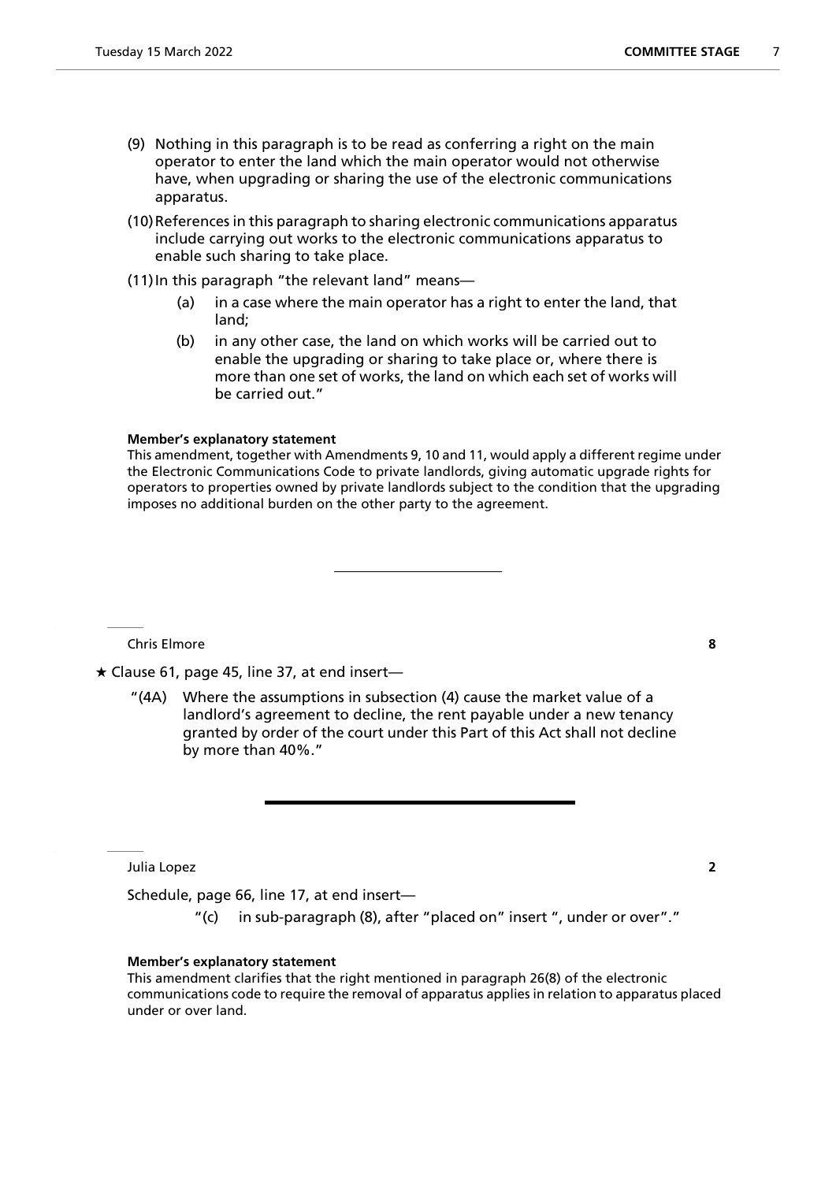(9) Nothing in this paragraph is to be read as conferring a right on the main operator to enter the land which the main operator would not otherwise have, when upgrading or sharing the use of the electronic communications apparatus.

(10) References in this paragraph to sharing electronic communications apparatus include carrying out works to the electronic communications apparatus to enable such sharing to take place.

(11) In this paragraph "the relevant land" means—

  (a) in a case where the main operator has a right to enter the land, that land;

  (b) in any other case, the land on which works will be carried out to enable the upgrading or sharing to take place or, where there is more than one set of works, the land on which each set of works will be carried out."

**Member's explanatory statement**

This amendment, together with Amendments 9, 10 and 11, would apply a different regime under the Electronic Communications Code to private landlords, giving automatic upgrade rights for operators to properties owned by private landlords subject to the condition that the upgrading imposes no additional burden on the other party to the agreement.

---

Chris Elmore **8**

★ Clause 61, page 45, line 37, at end insert—

"(4A) Where the assumptions in subsection (4) cause the market value of a landlord's agreement to decline, the rent payable under a new tenancy granted by order of the court under this Part of this Act shall not decline by more than 40%."

---

Julia Lopez **2**

Schedule, page 66, line 17, at end insert—

"(c) in sub-paragraph (8), after "placed on" insert ", under or over"."

**Member's explanatory statement**

This amendment clarifies that the right mentioned in paragraph 26(8) of the electronic communications code to require the removal of apparatus applies in relation to apparatus placed under or over land.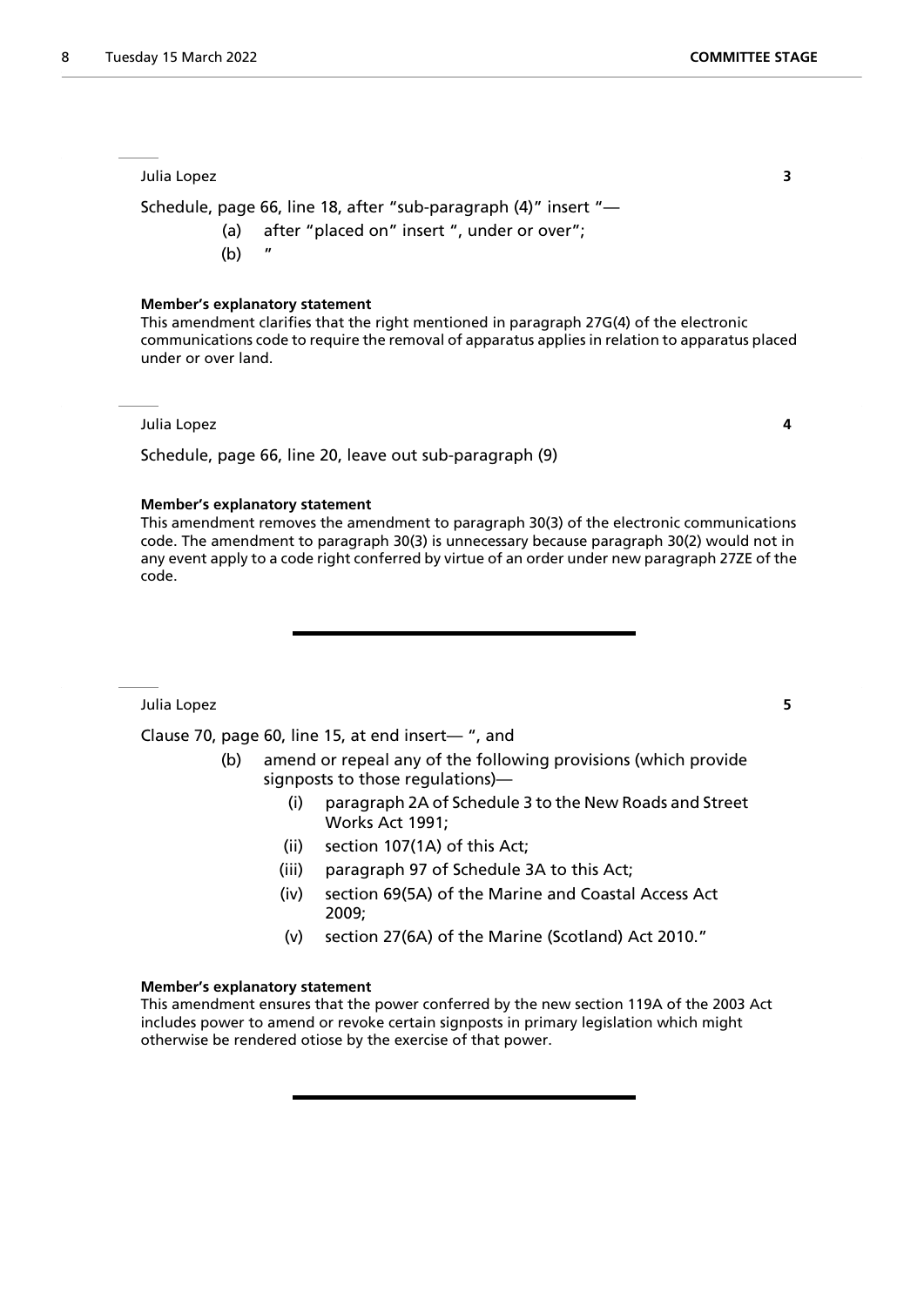Julia Lopez **3**

Schedule, page 66, line 18, after "sub-paragraph (4)" insert "—

(a) after "placed on" insert ", under or over";

(b) "

**Member's explanatory statement**

This amendment clarifies that the right mentioned in paragraph 27G(4) of the electronic communications code to require the removal of apparatus applies in relation to apparatus placed under or over land.

Julia Lopez **4**

Schedule, page 66, line 20, leave out sub-paragraph (9)

**Member's explanatory statement**

This amendment removes the amendment to paragraph 30(3) of the electronic communications code. The amendment to paragraph 30(3) is unnecessary because paragraph 30(2) would not in any event apply to a code right conferred by virtue of an order under new paragraph 27ZE of the code.

---

Julia Lopez **5**

Clause 70, page 60, line 15, at end insert— ", and

(b) amend or repeal any of the following provisions (which provide signposts to those regulations)—

(i) paragraph 2A of Schedule 3 to the New Roads and Street Works Act 1991;

(ii) section 107(1A) of this Act;

(iii) paragraph 97 of Schedule 3A to this Act;

(iv) section 69(5A) of the Marine and Coastal Access Act 2009;

(v) section 27(6A) of the Marine (Scotland) Act 2010."

**Member's explanatory statement**

This amendment ensures that the power conferred by the new section 119A of the 2003 Act includes power to amend or revoke certain signposts in primary legislation which might otherwise be rendered otiose by the exercise of that power.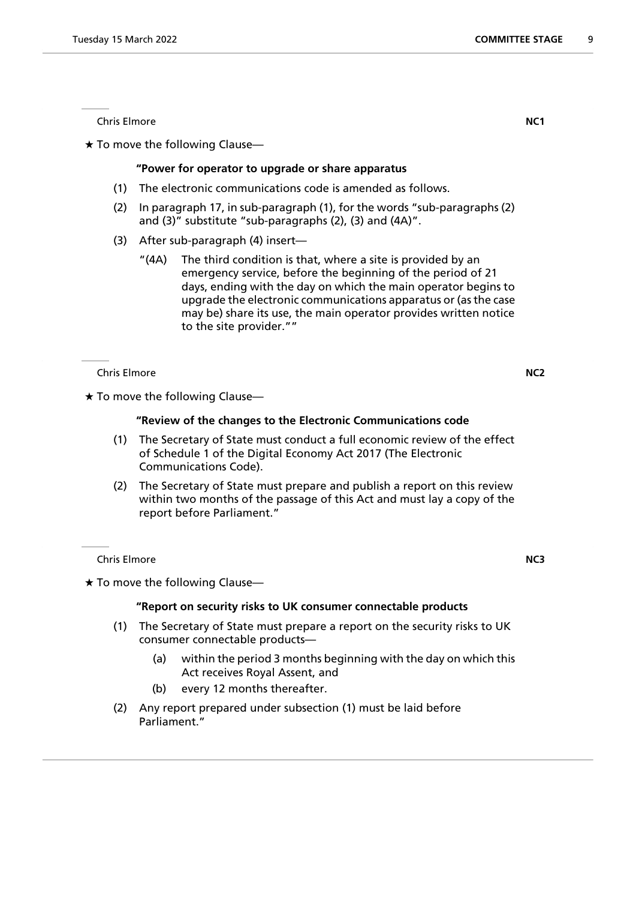Chris Elmore **NC1**

★ To move the following Clause—

**"Power for operator to upgrade or share apparatus**

(1) The electronic communications code is amended as follows.

(2) In paragraph 17, in sub-paragraph (1), for the words "sub-paragraphs (2) and (3)" substitute "sub-paragraphs (2), (3) and (4A)".

(3) After sub-paragraph (4) insert—

"(4A) The third condition is that, where a site is provided by an emergency service, before the beginning of the period of 21 days, ending with the day on which the main operator begins to upgrade the electronic communications apparatus or (as the case may be) share its use, the main operator provides written notice to the site provider.""

Chris Elmore **NC2**

★ To move the following Clause—

**"Review of the changes to the Electronic Communications code**

(1) The Secretary of State must conduct a full economic review of the effect of Schedule 1 of the Digital Economy Act 2017 (The Electronic Communications Code).

(2) The Secretary of State must prepare and publish a report on this review within two months of the passage of this Act and must lay a copy of the report before Parliament."

Chris Elmore **NC3**

★ To move the following Clause—

**"Report on security risks to UK consumer connectable products**

(1) The Secretary of State must prepare a report on the security risks to UK consumer connectable products—

(a) within the period 3 months beginning with the day on which this Act receives Royal Assent, and

(b) every 12 months thereafter.

(2) Any report prepared under subsection (1) must be laid before Parliament."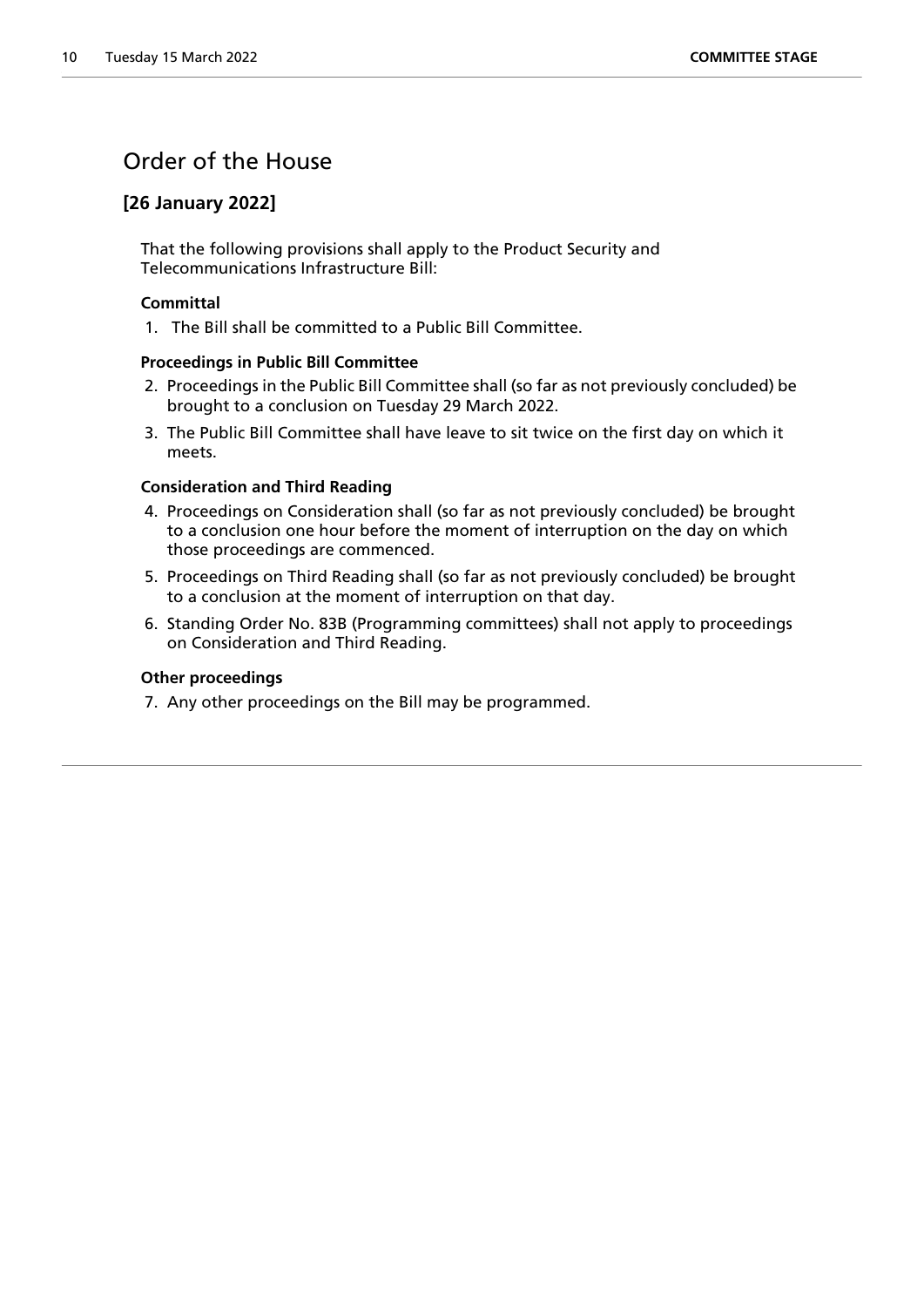## Order of the House

### [26 January 2022]

That the following provisions shall apply to the Product Security and Telecommunications Infrastructure Bill:

**Committal**

1. The Bill shall be committed to a Public Bill Committee.

**Proceedings in Public Bill Committee**

2. Proceedings in the Public Bill Committee shall (so far as not previously concluded) be brought to a conclusion on Tuesday 29 March 2022.
3. The Public Bill Committee shall have leave to sit twice on the first day on which it meets.

**Consideration and Third Reading**

4. Proceedings on Consideration shall (so far as not previously concluded) be brought to a conclusion one hour before the moment of interruption on the day on which those proceedings are commenced.
5. Proceedings on Third Reading shall (so far as not previously concluded) be brought to a conclusion at the moment of interruption on that day.
6. Standing Order No. 83B (Programming committees) shall not apply to proceedings on Consideration and Third Reading.

**Other proceedings**

7. Any other proceedings on the Bill may be programmed.